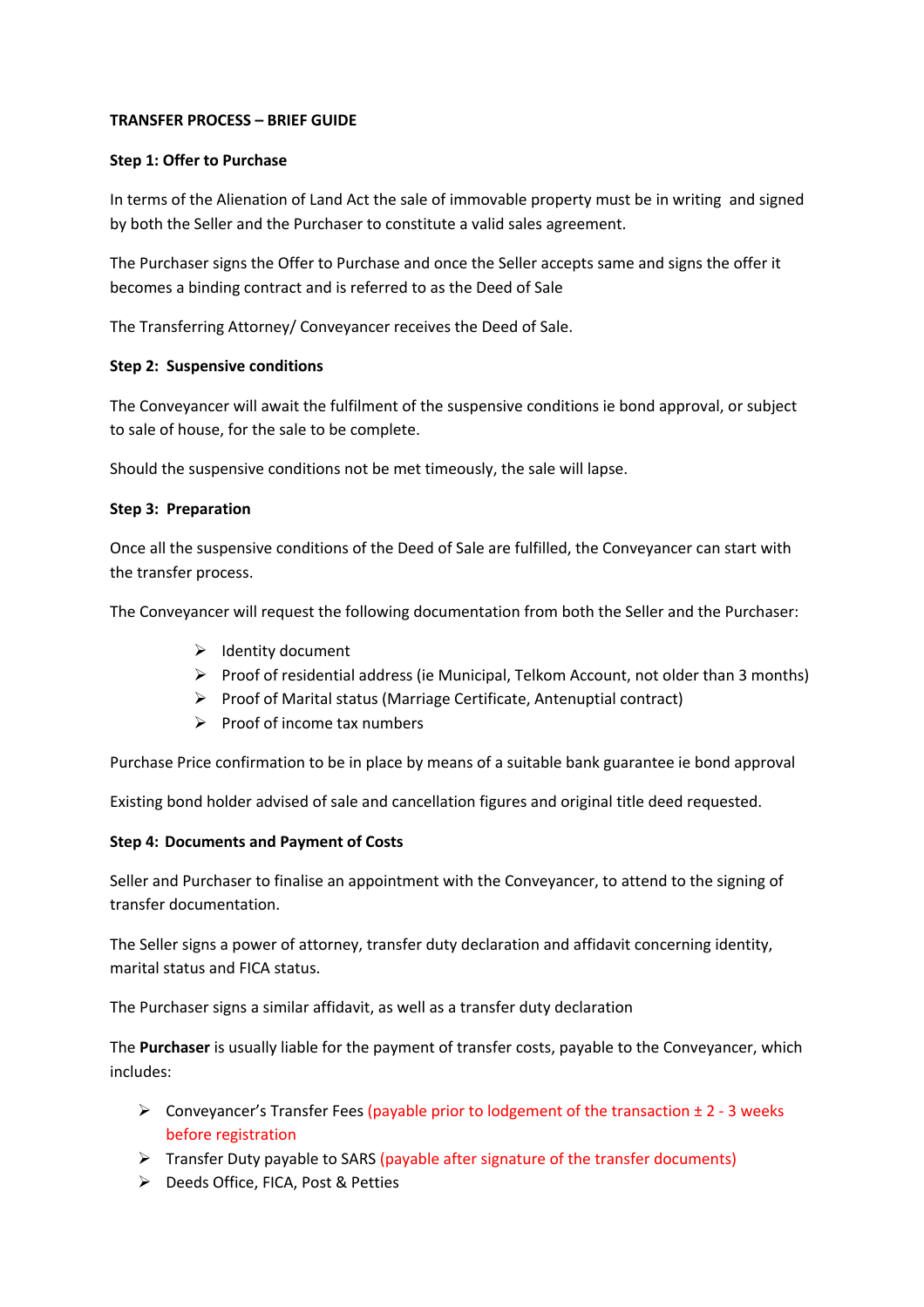# TRANSFER PROCESS – BRIEF GUIDE

## Step 1: Offer to Purchase

In terms of the Alienation of Land Act the sale of immovable property must be in writing and signed by both the Seller and the Purchaser to constitute a valid sales agreement.

The Purchaser signs the Offer to Purchase and once the Seller accepts same and signs the offer it becomes a binding contract and is referred to as the Deed of Sale

The Transferring Attorney/ Conveyancer receives the Deed of Sale.

## Step 2: Suspensive conditions

The Conveyancer will await the fulfilment of the suspensive conditions ie bond approval, or subject to sale of house, for the sale to be complete.

Should the suspensive conditions not be met timeously, the sale will lapse.

## Step 3: Preparation

Once all the suspensive conditions of the Deed of Sale are fulfilled, the Conveyancer can start with the transfer process.

The Conveyancer will request the following documentation from both the Seller and the Purchaser:

- Identity document
- Proof of residential address (ie Municipal, Telkom Account, not older than 3 months)
- Proof of Marital status (Marriage Certificate, Antenuptial contract)
- Proof of income tax numbers

Purchase Price confirmation to be in place by means of a suitable bank guarantee ie bond approval

Existing bond holder advised of sale and cancellation figures and original title deed requested.

## Step 4: Documents and Payment of Costs

Seller and Purchaser to finalise an appointment with the Conveyancer, to attend to the signing of transfer documentation.

The Seller signs a power of attorney, transfer duty declaration and affidavit concerning identity, marital status and FICA status.

The Purchaser signs a similar affidavit, as well as a transfer duty declaration

The **Purchaser** is usually liable for the payment of transfer costs, payable to the Conveyancer, which includes:

- Conveyancer's Transfer Fees (payable prior to lodgement of the transaction ± 2 - 3 weeks before registration
- Transfer Duty payable to SARS (payable after signature of the transfer documents)
- Deeds Office, FICA, Post & Petties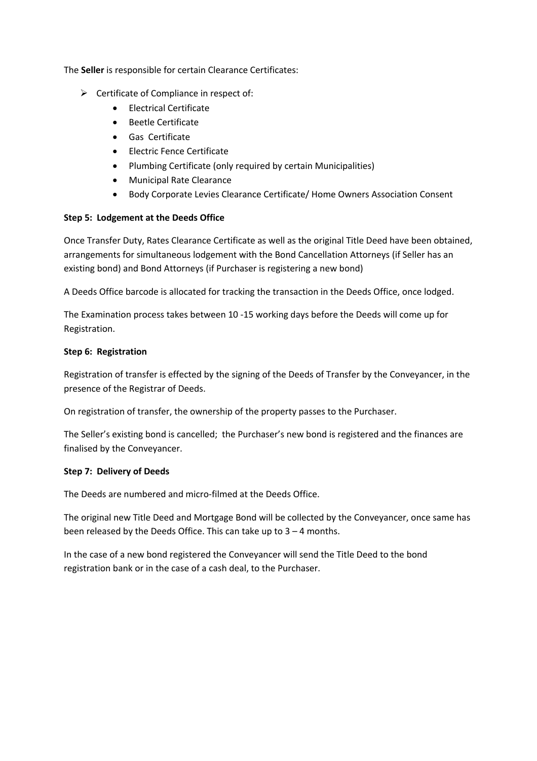The **Seller** is responsible for certain Clearance Certificates:

- Certificate of Compliance in respect of:
  - Electrical Certificate
  - Beetle Certificate
  - Gas Certificate
  - Electric Fence Certificate
  - Plumbing Certificate (only required by certain Municipalities)
  - Municipal Rate Clearance
  - Body Corporate Levies Clearance Certificate/ Home Owners Association Consent

**Step 5: Lodgement at the Deeds Office**

Once Transfer Duty, Rates Clearance Certificate as well as the original Title Deed have been obtained, arrangements for simultaneous lodgement with the Bond Cancellation Attorneys (if Seller has an existing bond) and Bond Attorneys (if Purchaser is registering a new bond)

A Deeds Office barcode is allocated for tracking the transaction in the Deeds Office, once lodged.

The Examination process takes between 10 -15 working days before the Deeds will come up for Registration.

**Step 6: Registration**

Registration of transfer is effected by the signing of the Deeds of Transfer by the Conveyancer, in the presence of the Registrar of Deeds.

On registration of transfer, the ownership of the property passes to the Purchaser.

The Seller's existing bond is cancelled; the Purchaser's new bond is registered and the finances are finalised by the Conveyancer.

**Step 7: Delivery of Deeds**

The Deeds are numbered and micro-filmed at the Deeds Office.

The original new Title Deed and Mortgage Bond will be collected by the Conveyancer, once same has been released by the Deeds Office. This can take up to 3 – 4 months.

In the case of a new bond registered the Conveyancer will send the Title Deed to the bond registration bank or in the case of a cash deal, to the Purchaser.